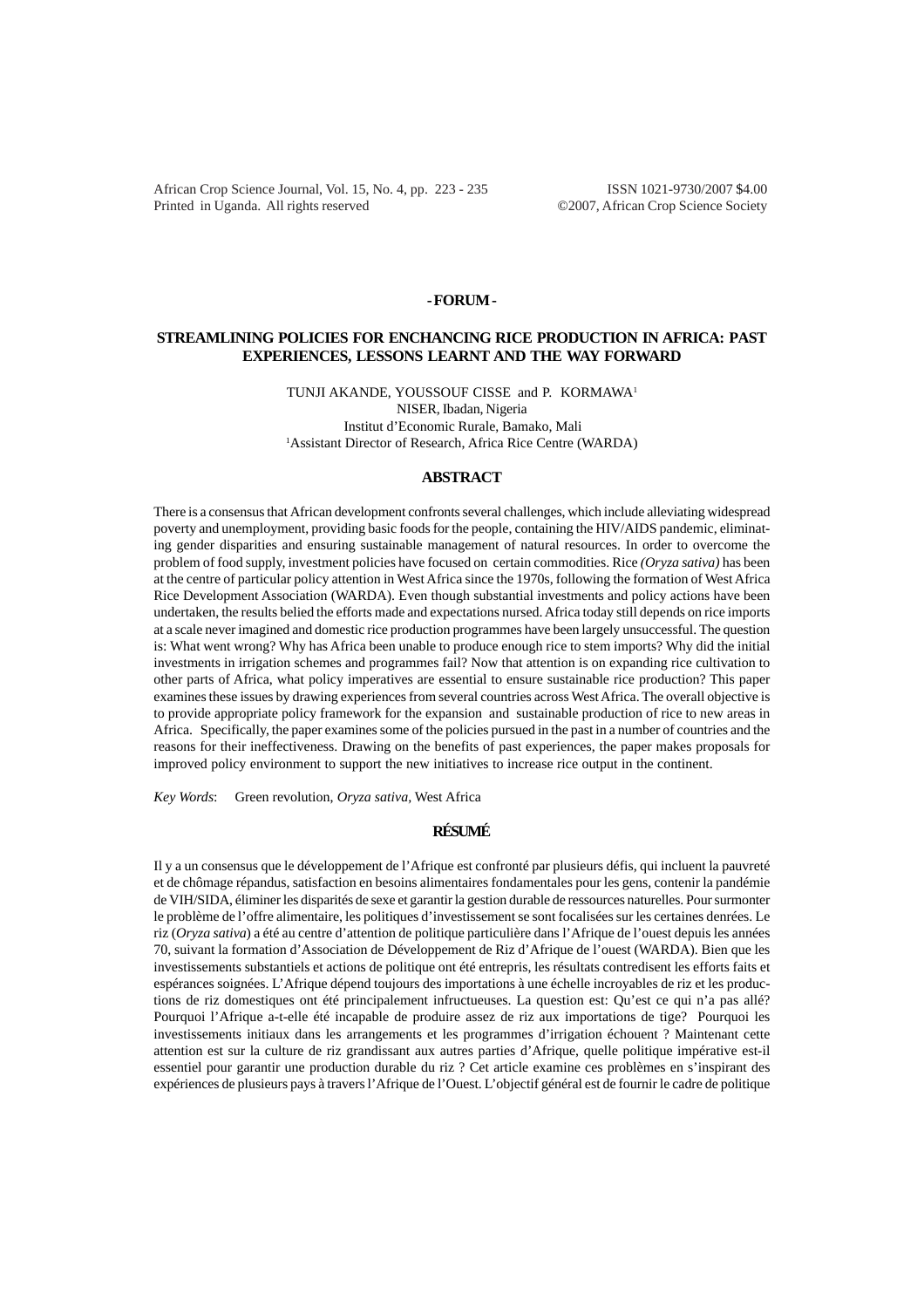**- FORUM -**

# STREAMLINING POLICIES FOR ENCHANCING RICE PRODUCTION IN AFRICA: PAST EXPERIENCES, LESSONS LEARNT AND THE WAY FORWARD

TUNJI AKANDE, YOUSSOUF CISSE and P. KORMAWA[1]

NISER, Ibadan, Nigeria

Institut d'Economic Rurale, Bamako, Mali

[1]Assistant Director of Research, Africa Rice Centre (WARDA)

## ABSTRACT

There is a consensus that African development confronts several challenges, which include alleviating widespread poverty and unemployment, providing basic foods for the people, containing the HIV/AIDS pandemic, eliminating gender disparities and ensuring sustainable management of natural resources. In order to overcome the problem of food supply, investment policies have focused on certain commodities. Rice *(Oryza sativa)* has been at the centre of particular policy attention in West Africa since the 1970s, following the formation of West Africa Rice Development Association (WARDA). Even though substantial investments and policy actions have been undertaken, the results belied the efforts made and expectations nursed. Africa today still depends on rice imports at a scale never imagined and domestic rice production programmes have been largely unsuccessful. The question is: What went wrong? Why has Africa been unable to produce enough rice to stem imports? Why did the initial investments in irrigation schemes and programmes fail? Now that attention is on expanding rice cultivation to other parts of Africa, what policy imperatives are essential to ensure sustainable rice production? This paper examines these issues by drawing experiences from several countries across West Africa. The overall objective is to provide appropriate policy framework for the expansion and sustainable production of rice to new areas in Africa. Specifically, the paper examines some of the policies pursued in the past in a number of countries and the reasons for their ineffectiveness. Drawing on the benefits of past experiences, the paper makes proposals for improved policy environment to support the new initiatives to increase rice output in the continent.

*Key Words*: Green revolution, *Oryza sativa*, West Africa

## RÉSUMÉ

Il y a un consensus que le développement de l'Afrique est confronté par plusieurs défis, qui incluent la pauvreté et de chômage répandus, satisfaction en besoins alimentaires fondamentales pour les gens, contenir la pandémie de VIH/SIDA, éliminer les disparités de sexe et garantir la gestion durable de ressources naturelles. Pour surmonter le problème de l'offre alimentaire, les politiques d'investissement se sont focalisées sur les certaines denrées. Le riz (*Oryza sativa*) a été au centre d'attention de politique particulière dans l'Afrique de l'ouest depuis les années 70, suivant la formation d'Association de Développement de Riz d'Afrique de l'ouest (WARDA). Bien que les investissements substantiels et actions de politique ont été entrepris, les résultats contredisent les efforts faits et espérances soignées. L'Afrique dépend toujours des importations à une échelle incroyables de riz et les productions de riz domestiques ont été principalement infructueuses. La question est: Qu'est ce qui n'a pas allé? Pourquoi l'Afrique a-t-elle été incapable de produire assez de riz aux importations de tige? Pourquoi les investissements initiaux dans les arrangements et les programmes d'irrigation échouent ? Maintenant cette attention est sur la culture de riz grandissant aux autres parties d'Afrique, quelle politique impérative est-il essentiel pour garantir une production durable du riz ? Cet article examine ces problèmes en s'inspirant des expériences de plusieurs pays à travers l'Afrique de l'Ouest. L'objectif général est de fournir le cadre de politique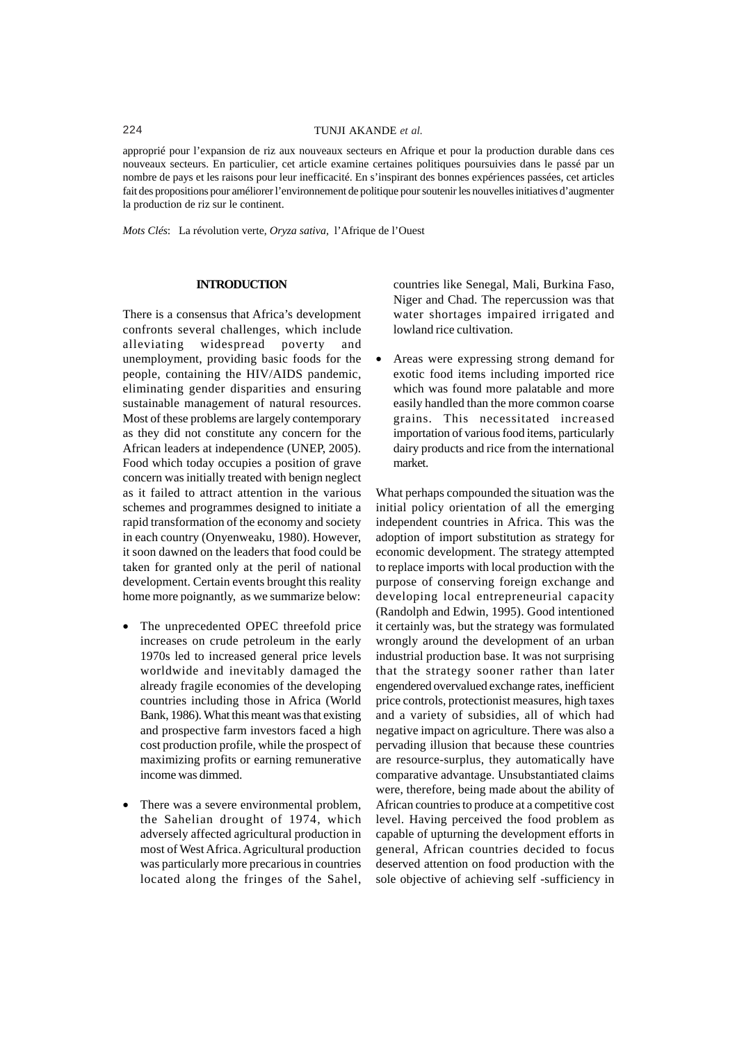approprié pour l'expansion de riz aux nouveaux secteurs en Afrique et pour la production durable dans ces nouveaux secteurs. En particulier, cet article examine certaines politiques poursuivies dans le passé par un nombre de pays et les raisons pour leur inefficacité. En s'inspirant des bonnes expériences passées, cet articles fait des propositions pour améliorer l'environnement de politique pour soutenir les nouvelles initiatives d'augmenter la production de riz sur le continent.

*Mots Clés*: La révolution verte, *Oryza sativa,* l'Afrique de l'Ouest

## INTRODUCTION

There is a consensus that Africa's development confronts several challenges, which include alleviating widespread poverty and unemployment, providing basic foods for the people, containing the HIV/AIDS pandemic, eliminating gender disparities and ensuring sustainable management of natural resources. Most of these problems are largely contemporary as they did not constitute any concern for the African leaders at independence (UNEP, 2005). Food which today occupies a position of grave concern was initially treated with benign neglect as it failed to attract attention in the various schemes and programmes designed to initiate a rapid transformation of the economy and society in each country (Onyenweaku, 1980). However, it soon dawned on the leaders that food could be taken for granted only at the peril of national development. Certain events brought this reality home more poignantly, as we summarize below:

- The unprecedented OPEC threefold price increases on crude petroleum in the early 1970s led to increased general price levels worldwide and inevitably damaged the already fragile economies of the developing countries including those in Africa (World Bank, 1986). What this meant was that existing and prospective farm investors faced a high cost production profile, while the prospect of maximizing profits or earning remunerative income was dimmed.
- There was a severe environmental problem, the Sahelian drought of 1974, which adversely affected agricultural production in most of West Africa. Agricultural production was particularly more precarious in countries located along the fringes of the Sahel, countries like Senegal, Mali, Burkina Faso, Niger and Chad. The repercussion was that water shortages impaired irrigated and lowland rice cultivation.
- Areas were expressing strong demand for exotic food items including imported rice which was found more palatable and more easily handled than the more common coarse grains. This necessitated increased importation of various food items, particularly dairy products and rice from the international market.

What perhaps compounded the situation was the initial policy orientation of all the emerging independent countries in Africa. This was the adoption of import substitution as strategy for economic development. The strategy attempted to replace imports with local production with the purpose of conserving foreign exchange and developing local entrepreneurial capacity (Randolph and Edwin, 1995). Good intentioned it certainly was, but the strategy was formulated wrongly around the development of an urban industrial production base. It was not surprising that the strategy sooner rather than later engendered overvalued exchange rates, inefficient price controls, protectionist measures, high taxes and a variety of subsidies, all of which had negative impact on agriculture. There was also a pervading illusion that because these countries are resource-surplus, they automatically have comparative advantage. Unsubstantiated claims were, therefore, being made about the ability of African countries to produce at a competitive cost level. Having perceived the food problem as capable of upturning the development efforts in general, African countries decided to focus deserved attention on food production with the sole objective of achieving self -sufficiency in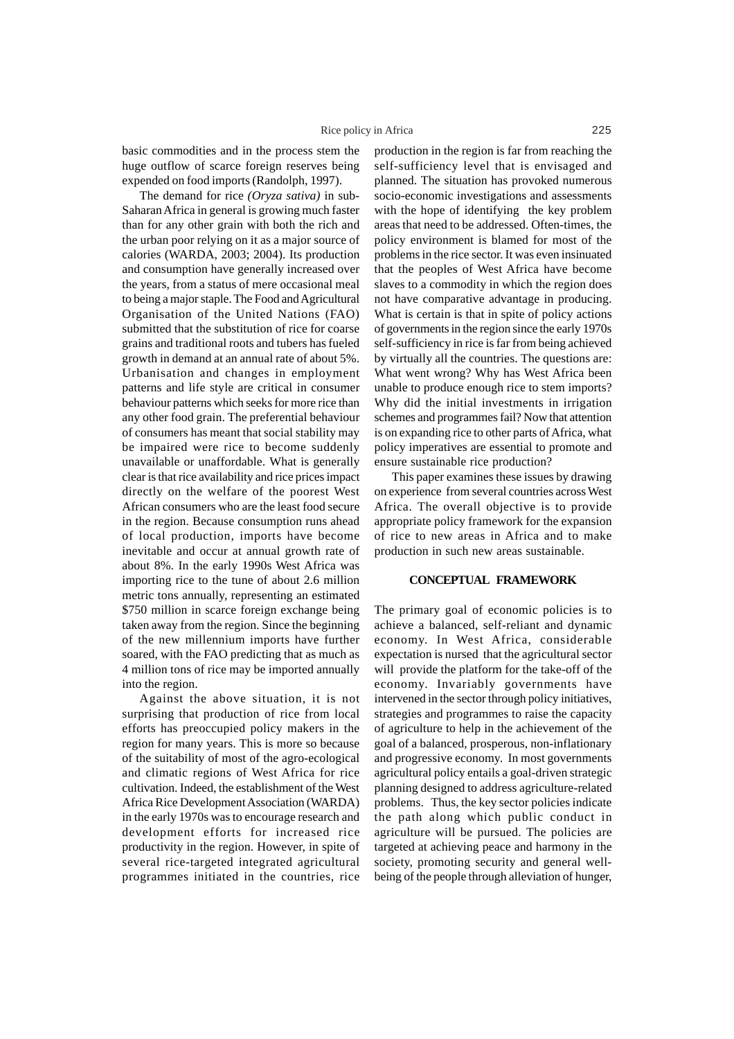basic commodities and in the process stem the huge outflow of scarce foreign reserves being expended on food imports (Randolph, 1997).

The demand for rice *(Oryza sativa)* in sub-Saharan Africa in general is growing much faster than for any other grain with both the rich and the urban poor relying on it as a major source of calories (WARDA, 2003; 2004). Its production and consumption have generally increased over the years, from a status of mere occasional meal to being a major staple. The Food and Agricultural Organisation of the United Nations (FAO) submitted that the substitution of rice for coarse grains and traditional roots and tubers has fueled growth in demand at an annual rate of about 5%. Urbanisation and changes in employment patterns and life style are critical in consumer behaviour patterns which seeks for more rice than any other food grain. The preferential behaviour of consumers has meant that social stability may be impaired were rice to become suddenly unavailable or unaffordable. What is generally clear is that rice availability and rice prices impact directly on the welfare of the poorest West African consumers who are the least food secure in the region. Because consumption runs ahead of local production, imports have become inevitable and occur at annual growth rate of about 8%. In the early 1990s West Africa was importing rice to the tune of about 2.6 million metric tons annually, representing an estimated $750 million in scarce foreign exchange being taken away from the region. Since the beginning of the new millennium imports have further soared, with the FAO predicting that as much as 4 million tons of rice may be imported annually into the region.

Against the above situation, it is not surprising that production of rice from local efforts has preoccupied policy makers in the region for many years. This is more so because of the suitability of most of the agro-ecological and climatic regions of West Africa for rice cultivation. Indeed, the establishment of the West Africa Rice Development Association (WARDA) in the early 1970s was to encourage research and development efforts for increased rice productivity in the region. However, in spite of several rice-targeted integrated agricultural programmes initiated in the countries, rice production in the region is far from reaching the self-sufficiency level that is envisaged and planned. The situation has provoked numerous socio-economic investigations and assessments with the hope of identifying the key problem areas that need to be addressed. Often-times, the policy environment is blamed for most of the problems in the rice sector. It was even insinuated that the peoples of West Africa have become slaves to a commodity in which the region does not have comparative advantage in producing. What is certain is that in spite of policy actions of governments in the region since the early 1970s self-sufficiency in rice is far from being achieved by virtually all the countries. The questions are: What went wrong? Why has West Africa been unable to produce enough rice to stem imports? Why did the initial investments in irrigation schemes and programmes fail? Now that attention is on expanding rice to other parts of Africa, what policy imperatives are essential to promote and ensure sustainable rice production?

This paper examines these issues by drawing on experience from several countries across West Africa. The overall objective is to provide appropriate policy framework for the expansion of rice to new areas in Africa and to make production in such new areas sustainable.

## CONCEPTUAL FRAMEWORK

The primary goal of economic policies is to achieve a balanced, self-reliant and dynamic economy. In West Africa, considerable expectation is nursed that the agricultural sector will provide the platform for the take-off of the economy. Invariably governments have intervened in the sector through policy initiatives, strategies and programmes to raise the capacity of agriculture to help in the achievement of the goal of a balanced, prosperous, non-inflationary and progressive economy. In most governments agricultural policy entails a goal-driven strategic planning designed to address agriculture-related problems. Thus, the key sector policies indicate the path along which public conduct in agriculture will be pursued. The policies are targeted at achieving peace and harmony in the society, promoting security and general well-being of the people through alleviation of hunger,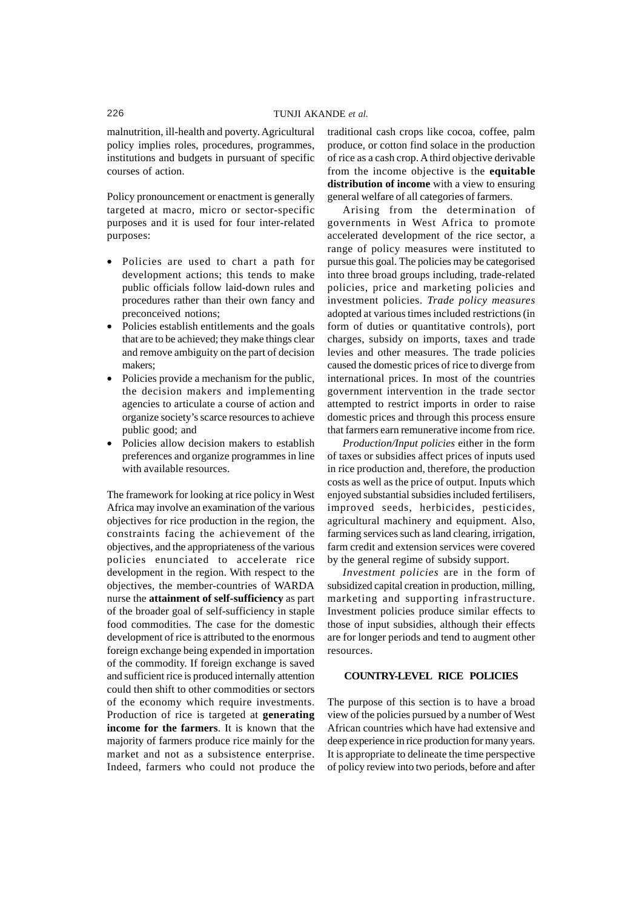malnutrition, ill-health and poverty. Agricultural policy implies roles, procedures, programmes, institutions and budgets in pursuant of specific courses of action.

Policy pronouncement or enactment is generally targeted at macro, micro or sector-specific purposes and it is used for four inter-related purposes:

- Policies are used to chart a path for development actions; this tends to make public officials follow laid-down rules and procedures rather than their own fancy and preconceived notions;
- Policies establish entitlements and the goals that are to be achieved; they make things clear and remove ambiguity on the part of decision makers;
- Policies provide a mechanism for the public, the decision makers and implementing agencies to articulate a course of action and organize society's scarce resources to achieve public good; and
- Policies allow decision makers to establish preferences and organize programmes in line with available resources.

The framework for looking at rice policy in West Africa may involve an examination of the various objectives for rice production in the region, the constraints facing the achievement of the objectives, and the appropriateness of the various policies enunciated to accelerate rice development in the region. With respect to the objectives, the member-countries of WARDA nurse the **attainment of self-sufficiency** as part of the broader goal of self-sufficiency in staple food commodities. The case for the domestic development of rice is attributed to the enormous foreign exchange being expended in importation of the commodity. If foreign exchange is saved and sufficient rice is produced internally attention could then shift to other commodities or sectors of the economy which require investments. Production of rice is targeted at **generating income for the farmers**. It is known that the majority of farmers produce rice mainly for the market and not as a subsistence enterprise. Indeed, farmers who could not produce the traditional cash crops like cocoa, coffee, palm produce, or cotton find solace in the production of rice as a cash crop. A third objective derivable from the income objective is the **equitable distribution of income** with a view to ensuring general welfare of all categories of farmers.

Arising from the determination of governments in West Africa to promote accelerated development of the rice sector, a range of policy measures were instituted to pursue this goal. The policies may be categorised into three broad groups including, trade-related policies, price and marketing policies and investment policies. *Trade policy measures* adopted at various times included restrictions (in form of duties or quantitative controls), port charges, subsidy on imports, taxes and trade levies and other measures. The trade policies caused the domestic prices of rice to diverge from international prices. In most of the countries government intervention in the trade sector attempted to restrict imports in order to raise domestic prices and through this process ensure that farmers earn remunerative income from rice.

*Production/Input policies* either in the form of taxes or subsidies affect prices of inputs used in rice production and, therefore, the production costs as well as the price of output. Inputs which enjoyed substantial subsidies included fertilisers, improved seeds, herbicides, pesticides, agricultural machinery and equipment. Also, farming services such as land clearing, irrigation, farm credit and extension services were covered by the general regime of subsidy support.

*Investment policies* are in the form of subsidized capital creation in production, milling, marketing and supporting infrastructure. Investment policies produce similar effects to those of input subsidies, although their effects are for longer periods and tend to augment other resources.

## COUNTRY-LEVEL RICE POLICIES

The purpose of this section is to have a broad view of the policies pursued by a number of West African countries which have had extensive and deep experience in rice production for many years. It is appropriate to delineate the time perspective of policy review into two periods, before and after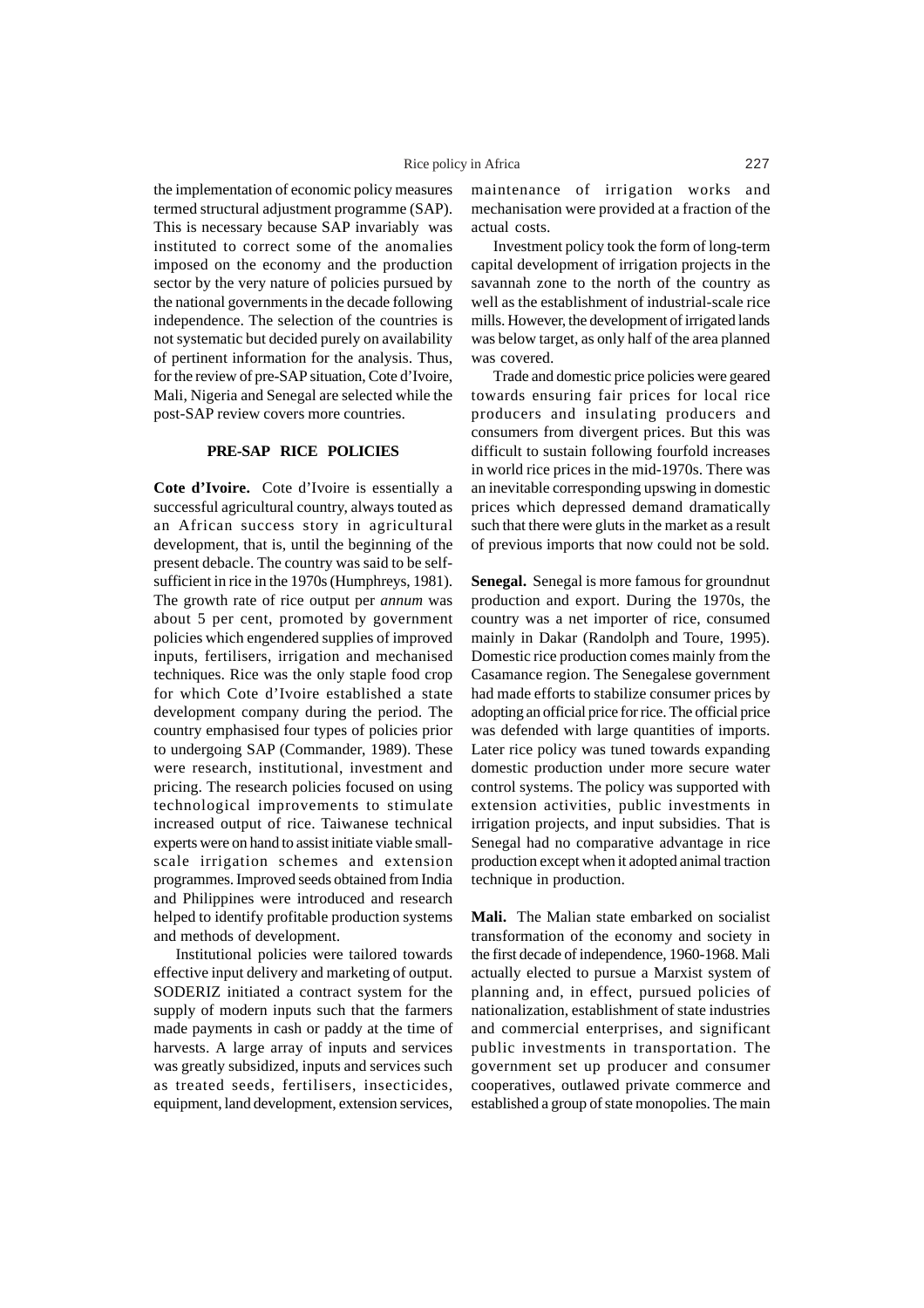the implementation of economic policy measures termed structural adjustment programme (SAP). This is necessary because SAP invariably was instituted to correct some of the anomalies imposed on the economy and the production sector by the very nature of policies pursued by the national governments in the decade following independence. The selection of the countries is not systematic but decided purely on availability of pertinent information for the analysis. Thus, for the review of pre-SAP situation, Cote d'Ivoire, Mali, Nigeria and Senegal are selected while the post-SAP review covers more countries.

## PRE-SAP RICE POLICIES

**Cote d'Ivoire.** Cote d'Ivoire is essentially a successful agricultural country, always touted as an African success story in agricultural development, that is, until the beginning of the present debacle. The country was said to be self-sufficient in rice in the 1970s (Humphreys, 1981). The growth rate of rice output per *annum* was about 5 per cent, promoted by government policies which engendered supplies of improved inputs, fertilisers, irrigation and mechanised techniques. Rice was the only staple food crop for which Cote d'Ivoire established a state development company during the period. The country emphasised four types of policies prior to undergoing SAP (Commander, 1989). These were research, institutional, investment and pricing. The research policies focused on using technological improvements to stimulate increased output of rice. Taiwanese technical experts were on hand to assist initiate viable small-scale irrigation schemes and extension programmes. Improved seeds obtained from India and Philippines were introduced and research helped to identify profitable production systems and methods of development.

Institutional policies were tailored towards effective input delivery and marketing of output. SODERIZ initiated a contract system for the supply of modern inputs such that the farmers made payments in cash or paddy at the time of harvests. A large array of inputs and services was greatly subsidized, inputs and services such as treated seeds, fertilisers, insecticides, equipment, land development, extension services, maintenance of irrigation works and mechanisation were provided at a fraction of the actual costs.

Investment policy took the form of long-term capital development of irrigation projects in the savannah zone to the north of the country as well as the establishment of industrial-scale rice mills. However, the development of irrigated lands was below target, as only half of the area planned was covered.

Trade and domestic price policies were geared towards ensuring fair prices for local rice producers and insulating producers and consumers from divergent prices. But this was difficult to sustain following fourfold increases in world rice prices in the mid-1970s. There was an inevitable corresponding upswing in domestic prices which depressed demand dramatically such that there were gluts in the market as a result of previous imports that now could not be sold.

**Senegal.** Senegal is more famous for groundnut production and export. During the 1970s, the country was a net importer of rice, consumed mainly in Dakar (Randolph and Toure, 1995). Domestic rice production comes mainly from the Casamance region. The Senegalese government had made efforts to stabilize consumer prices by adopting an official price for rice. The official price was defended with large quantities of imports. Later rice policy was tuned towards expanding domestic production under more secure water control systems. The policy was supported with extension activities, public investments in irrigation projects, and input subsidies. That is Senegal had no comparative advantage in rice production except when it adopted animal traction technique in production.

**Mali.** The Malian state embarked on socialist transformation of the economy and society in the first decade of independence, 1960-1968. Mali actually elected to pursue a Marxist system of planning and, in effect, pursued policies of nationalization, establishment of state industries and commercial enterprises, and significant public investments in transportation. The government set up producer and consumer cooperatives, outlawed private commerce and established a group of state monopolies. The main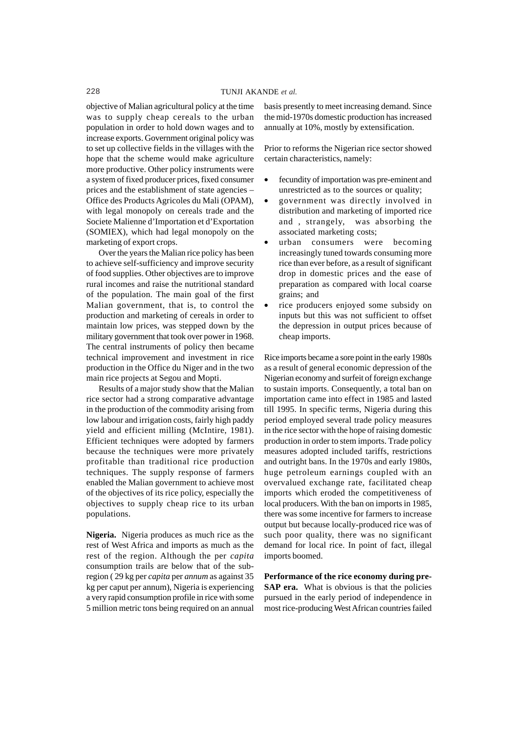objective of Malian agricultural policy at the time was to supply cheap cereals to the urban population in order to hold down wages and to increase exports. Government original policy was to set up collective fields in the villages with the hope that the scheme would make agriculture more productive. Other policy instruments were a system of fixed producer prices, fixed consumer prices and the establishment of state agencies – Office des Products Agricoles du Mali (OPAM), with legal monopoly on cereals trade and the Societe Malienne d'Importation et d'Exportation (SOMIEX), which had legal monopoly on the marketing of export crops.

Over the years the Malian rice policy has been to achieve self-sufficiency and improve security of food supplies. Other objectives are to improve rural incomes and raise the nutritional standard of the population. The main goal of the first Malian government, that is, to control the production and marketing of cereals in order to maintain low prices, was stepped down by the military government that took over power in 1968. The central instruments of policy then became technical improvement and investment in rice production in the Office du Niger and in the two main rice projects at Segou and Mopti.

Results of a major study show that the Malian rice sector had a strong comparative advantage in the production of the commodity arising from low labour and irrigation costs, fairly high paddy yield and efficient milling (McIntire, 1981). Efficient techniques were adopted by farmers because the techniques were more privately profitable than traditional rice production techniques. The supply response of farmers enabled the Malian government to achieve most of the objectives of its rice policy, especially the objectives to supply cheap rice to its urban populations.

**Nigeria.** Nigeria produces as much rice as the rest of West Africa and imports as much as the rest of the region. Although the per *capita* consumption trails are below that of the sub-region ( 29 kg per *capita* per *annum* as against 35 kg per caput per annum), Nigeria is experiencing a very rapid consumption profile in rice with some 5 million metric tons being required on an annual basis presently to meet increasing demand. Since the mid-1970s domestic production has increased annually at 10%, mostly by extensification.

Prior to reforms the Nigerian rice sector showed certain characteristics, namely:

- fecundity of importation was pre-eminent and unrestricted as to the sources or quality;
- government was directly involved in distribution and marketing of imported rice and , strangely, was absorbing the associated marketing costs;
- urban consumers were becoming increasingly tuned towards consuming more rice than ever before, as a result of significant drop in domestic prices and the ease of preparation as compared with local coarse grains; and
- rice producers enjoyed some subsidy on inputs but this was not sufficient to offset the depression in output prices because of cheap imports.

Rice imports became a sore point in the early 1980s as a result of general economic depression of the Nigerian economy and surfeit of foreign exchange to sustain imports. Consequently, a total ban on importation came into effect in 1985 and lasted till 1995. In specific terms, Nigeria during this period employed several trade policy measures in the rice sector with the hope of raising domestic production in order to stem imports. Trade policy measures adopted included tariffs, restrictions and outright bans. In the 1970s and early 1980s, huge petroleum earnings coupled with an overvalued exchange rate, facilitated cheap imports which eroded the competitiveness of local producers. With the ban on imports in 1985, there was some incentive for farmers to increase output but because locally-produced rice was of such poor quality, there was no significant demand for local rice. In point of fact, illegal imports boomed.

**Performance of the rice economy during pre-SAP era.** What is obvious is that the policies pursued in the early period of independence in most rice-producing West African countries failed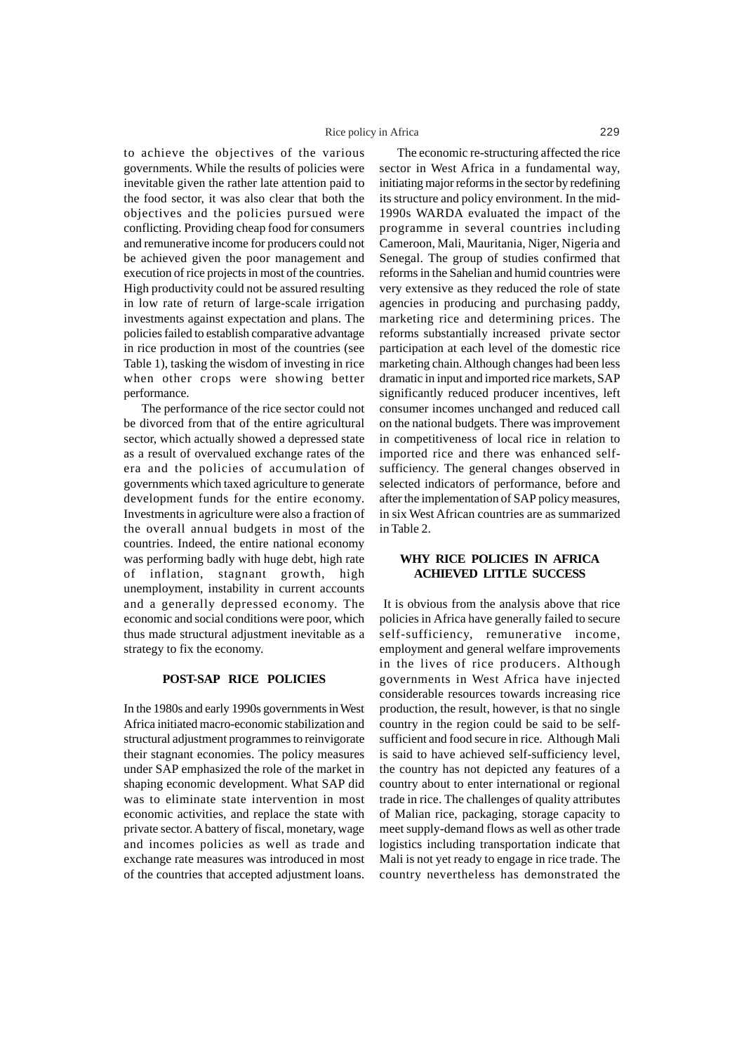to achieve the objectives of the various governments. While the results of policies were inevitable given the rather late attention paid to the food sector, it was also clear that both the objectives and the policies pursued were conflicting. Providing cheap food for consumers and remunerative income for producers could not be achieved given the poor management and execution of rice projects in most of the countries. High productivity could not be assured resulting in low rate of return of large-scale irrigation investments against expectation and plans. The policies failed to establish comparative advantage in rice production in most of the countries (see Table 1), tasking the wisdom of investing in rice when other crops were showing better performance.

The performance of the rice sector could not be divorced from that of the entire agricultural sector, which actually showed a depressed state as a result of overvalued exchange rates of the era and the policies of accumulation of governments which taxed agriculture to generate development funds for the entire economy. Investments in agriculture were also a fraction of the overall annual budgets in most of the countries. Indeed, the entire national economy was performing badly with huge debt, high rate of inflation, stagnant growth, high unemployment, instability in current accounts and a generally depressed economy. The economic and social conditions were poor, which thus made structural adjustment inevitable as a strategy to fix the economy.

## POST-SAP RICE POLICIES

In the 1980s and early 1990s governments in West Africa initiated macro-economic stabilization and structural adjustment programmes to reinvigorate their stagnant economies. The policy measures under SAP emphasized the role of the market in shaping economic development. What SAP did was to eliminate state intervention in most economic activities, and replace the state with private sector. A battery of fiscal, monetary, wage and incomes policies as well as trade and exchange rate measures was introduced in most of the countries that accepted adjustment loans.

The economic re-structuring affected the rice sector in West Africa in a fundamental way, initiating major reforms in the sector by redefining its structure and policy environment. In the mid-1990s WARDA evaluated the impact of the programme in several countries including Cameroon, Mali, Mauritania, Niger, Nigeria and Senegal. The group of studies confirmed that reforms in the Sahelian and humid countries were very extensive as they reduced the role of state agencies in producing and purchasing paddy, marketing rice and determining prices. The reforms substantially increased private sector participation at each level of the domestic rice marketing chain. Although changes had been less dramatic in input and imported rice markets, SAP significantly reduced producer incentives, left consumer incomes unchanged and reduced call on the national budgets. There was improvement in competitiveness of local rice in relation to imported rice and there was enhanced self-sufficiency. The general changes observed in selected indicators of performance, before and after the implementation of SAP policy measures, in six West African countries are as summarized in Table 2.

## WHY RICE POLICIES IN AFRICA ACHIEVED LITTLE SUCCESS

It is obvious from the analysis above that rice policies in Africa have generally failed to secure self-sufficiency, remunerative income, employment and general welfare improvements in the lives of rice producers. Although governments in West Africa have injected considerable resources towards increasing rice production, the result, however, is that no single country in the region could be said to be self-sufficient and food secure in rice. Although Mali is said to have achieved self-sufficiency level, the country has not depicted any features of a country about to enter international or regional trade in rice. The challenges of quality attributes of Malian rice, packaging, storage capacity to meet supply-demand flows as well as other trade logistics including transportation indicate that Mali is not yet ready to engage in rice trade. The country nevertheless has demonstrated the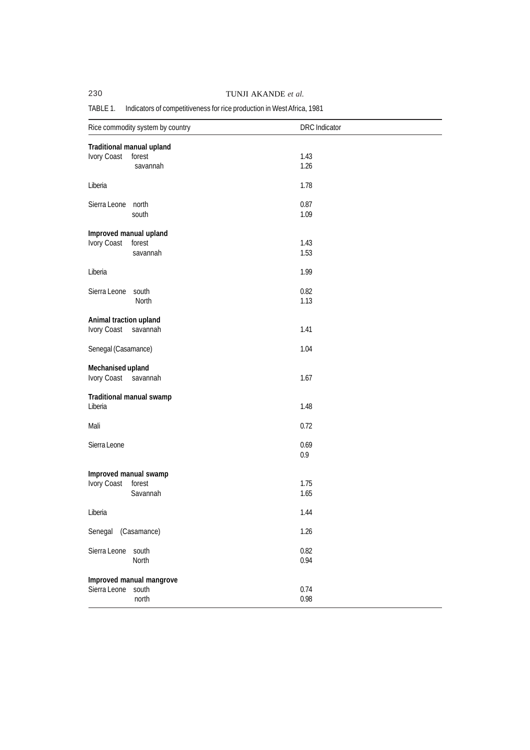TABLE 1. Indicators of competitiveness for rice production in West Africa, 1981

| Rice commodity system by country | DRC Indicator |
|---|---|
| **Traditional manual upland** | |
| Ivory Coast forest | 1.43 |
| savannah | 1.26 |
| Liberia | 1.78 |
| Sierra Leone north | 0.87 |
| south | 1.09 |
| **Improved manual upland** | |
| Ivory Coast forest | 1.43 |
| savannah | 1.53 |
| Liberia | 1.99 |
| Sierra Leone south | 0.82 |
| North | 1.13 |
| **Animal traction upland** | |
| Ivory Coast savannah | 1.41 |
| Senegal (Casamance) | 1.04 |
| **Mechanised upland** | |
| Ivory Coast savannah | 1.67 |
| **Traditional manual swamp** | |
| Liberia | 1.48 |
| Mali | 0.72 |
| Sierra Leone | 0.69 |
| | 0.9 |
| **Improved manual swamp** | |
| Ivory Coast forest | 1.75 |
| Savannah | 1.65 |
| Liberia | 1.44 |
| Senegal (Casamance) | 1.26 |
| Sierra Leone south | 0.82 |
| North | 0.94 |
| **Improved manual mangrove** | |
| Sierra Leone south | 0.74 |
| north | 0.98 |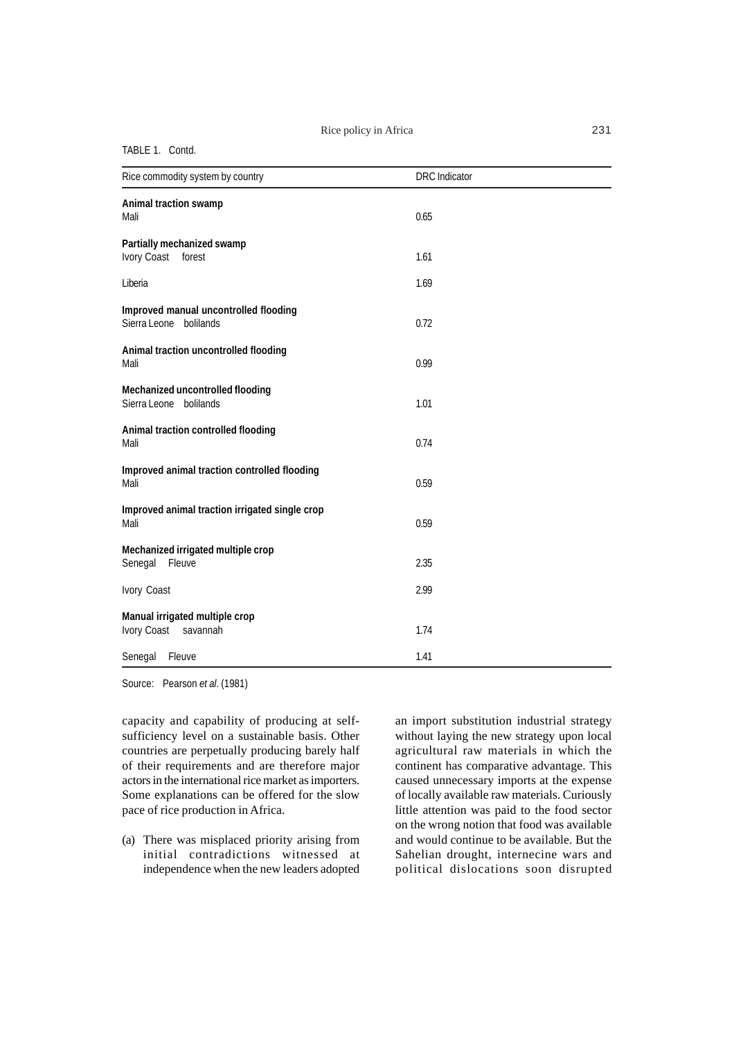TABLE 1. Contd.

| Rice commodity system by country | DRC Indicator |
|---|---|
| **Animal traction swamp** | |
| Mali | 0.65 |
| **Partially mechanized swamp** | |
| Ivory Coast forest | 1.61 |
| Liberia | 1.69 |
| **Improved manual uncontrolled flooding** | |
| Sierra Leone bolilands | 0.72 |
| **Animal traction uncontrolled flooding** | |
| Mali | 0.99 |
| **Mechanized uncontrolled flooding** | |
| Sierra Leone bolilands | 1.01 |
| **Animal traction controlled flooding** | |
| Mali | 0.74 |
| **Improved animal traction controlled flooding** | |
| Mali | 0.59 |
| **Improved animal traction irrigated single crop** | |
| Mali | 0.59 |
| **Mechanized irrigated multiple crop** | |
| Senegal Fleuve | 2.35 |
| Ivory Coast | 2.99 |
| **Manual irrigated multiple crop** | |
| Ivory Coast savannah | 1.74 |
| Senegal Fleuve | 1.41 |

Source: Pearson *et al*. (1981)

capacity and capability of producing at self-sufficiency level on a sustainable basis. Other countries are perpetually producing barely half of their requirements and are therefore major actors in the international rice market as importers. Some explanations can be offered for the slow pace of rice production in Africa.

(a) There was misplaced priority arising from initial contradictions witnessed at independence when the new leaders adopted an import substitution industrial strategy without laying the new strategy upon local agricultural raw materials in which the continent has comparative advantage. This caused unnecessary imports at the expense of locally available raw materials. Curiously little attention was paid to the food sector on the wrong notion that food was available and would continue to be available. But the Sahelian drought, internecine wars and political dislocations soon disrupted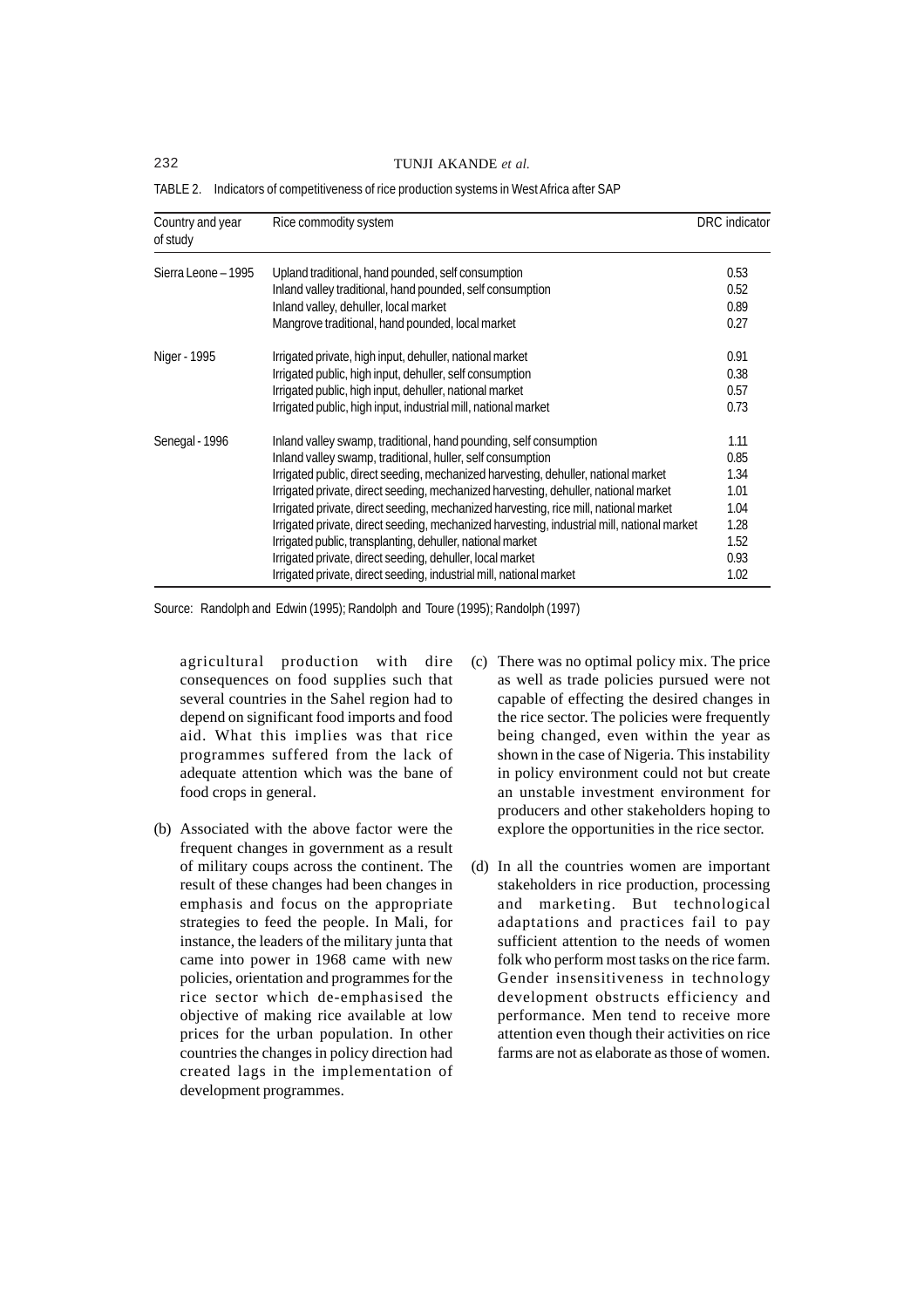TABLE 2. Indicators of competitiveness of rice production systems in West Africa after SAP

| Country and year of study | Rice commodity system | DRC indicator |
|---|---|---|
| Sierra Leone – 1995 | Upland traditional, hand pounded, self consumption | 0.53 |
| | Inland valley traditional, hand pounded, self consumption | 0.52 |
| | Inland valley, dehuller, local market | 0.89 |
| | Mangrove traditional, hand pounded, local market | 0.27 |
| Niger - 1995 | Irrigated private, high input, dehuller, national market | 0.91 |
| | Irrigated public, high input, dehuller, self consumption | 0.38 |
| | Irrigated public, high input, dehuller, national market | 0.57 |
| | Irrigated public, high input, industrial mill, national market | 0.73 |
| Senegal - 1996 | Inland valley swamp, traditional, hand pounding, self consumption | 1.11 |
| | Inland valley swamp, traditional, huller, self consumption | 0.85 |
| | Irrigated public, direct seeding, mechanized harvesting, dehuller, national market | 1.34 |
| | Irrigated private, direct seeding, mechanized harvesting, dehuller, national market | 1.01 |
| | Irrigated private, direct seeding, mechanized harvesting, rice mill, national market | 1.04 |
| | Irrigated private, direct seeding, mechanized harvesting, industrial mill, national market | 1.28 |
| | Irrigated public, transplanting, dehuller, national market | 1.52 |
| | Irrigated private, direct seeding, dehuller, local market | 0.93 |
| | Irrigated private, direct seeding, industrial mill, national market | 1.02 |

Source: Randolph and Edwin (1995); Randolph and Toure (1995); Randolph (1997)

agricultural production with dire consequences on food supplies such that several countries in the Sahel region had to depend on significant food imports and food aid. What this implies was that rice programmes suffered from the lack of adequate attention which was the bane of food crops in general.

(b) Associated with the above factor were the frequent changes in government as a result of military coups across the continent. The result of these changes had been changes in emphasis and focus on the appropriate strategies to feed the people. In Mali, for instance, the leaders of the military junta that came into power in 1968 came with new policies, orientation and programmes for the rice sector which de-emphasised the objective of making rice available at low prices for the urban population. In other countries the changes in policy direction had created lags in the implementation of development programmes.

(c) There was no optimal policy mix. The price as well as trade policies pursued were not capable of effecting the desired changes in the rice sector. The policies were frequently being changed, even within the year as shown in the case of Nigeria. This instability in policy environment could not but create an unstable investment environment for producers and other stakeholders hoping to explore the opportunities in the rice sector.

(d) In all the countries women are important stakeholders in rice production, processing and marketing. But technological adaptations and practices fail to pay sufficient attention to the needs of women folk who perform most tasks on the rice farm. Gender insensitiveness in technology development obstructs efficiency and performance. Men tend to receive more attention even though their activities on rice farms are not as elaborate as those of women.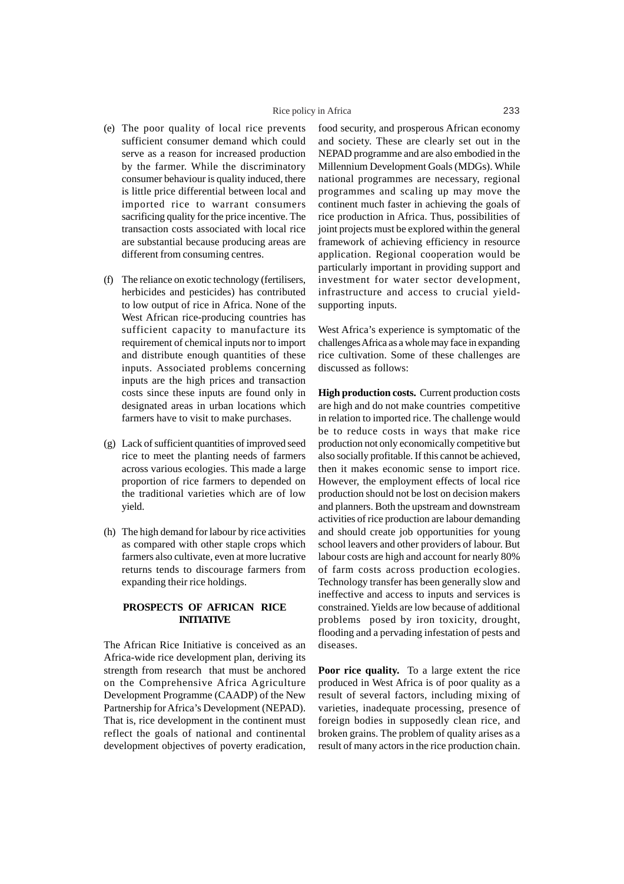(e) The poor quality of local rice prevents sufficient consumer demand which could serve as a reason for increased production by the farmer. While the discriminatory consumer behaviour is quality induced, there is little price differential between local and imported rice to warrant consumers sacrificing quality for the price incentive. The transaction costs associated with local rice are substantial because producing areas are different from consuming centres.

(f) The reliance on exotic technology (fertilisers, herbicides and pesticides) has contributed to low output of rice in Africa. None of the West African rice-producing countries has sufficient capacity to manufacture its requirement of chemical inputs nor to import and distribute enough quantities of these inputs. Associated problems concerning inputs are the high prices and transaction costs since these inputs are found only in designated areas in urban locations which farmers have to visit to make purchases.

(g) Lack of sufficient quantities of improved seed rice to meet the planting needs of farmers across various ecologies. This made a large proportion of rice farmers to depended on the traditional varieties which are of low yield.

(h) The high demand for labour by rice activities as compared with other staple crops which farmers also cultivate, even at more lucrative returns tends to discourage farmers from expanding their rice holdings.

## PROSPECTS OF AFRICAN RICE INITIATIVE

The African Rice Initiative is conceived as an Africa-wide rice development plan, deriving its strength from research that must be anchored on the Comprehensive Africa Agriculture Development Programme (CAADP) of the New Partnership for Africa's Development (NEPAD). That is, rice development in the continent must reflect the goals of national and continental development objectives of poverty eradication, food security, and prosperous African economy and society. These are clearly set out in the NEPAD programme and are also embodied in the Millennium Development Goals (MDGs). While national programmes are necessary, regional programmes and scaling up may move the continent much faster in achieving the goals of rice production in Africa. Thus, possibilities of joint projects must be explored within the general framework of achieving efficiency in resource application. Regional cooperation would be particularly important in providing support and investment for water sector development, infrastructure and access to crucial yield-supporting inputs.

West Africa's experience is symptomatic of the challenges Africa as a whole may face in expanding rice cultivation. Some of these challenges are discussed as follows:

**High production costs.** Current production costs are high and do not make countries competitive in relation to imported rice. The challenge would be to reduce costs in ways that make rice production not only economically competitive but also socially profitable. If this cannot be achieved, then it makes economic sense to import rice. However, the employment effects of local rice production should not be lost on decision makers and planners. Both the upstream and downstream activities of rice production are labour demanding and should create job opportunities for young school leavers and other providers of labour. But labour costs are high and account for nearly 80% of farm costs across production ecologies. Technology transfer has been generally slow and ineffective and access to inputs and services is constrained. Yields are low because of additional problems posed by iron toxicity, drought, flooding and a pervading infestation of pests and diseases.

**Poor rice quality.** To a large extent the rice produced in West Africa is of poor quality as a result of several factors, including mixing of varieties, inadequate processing, presence of foreign bodies in supposedly clean rice, and broken grains. The problem of quality arises as a result of many actors in the rice production chain.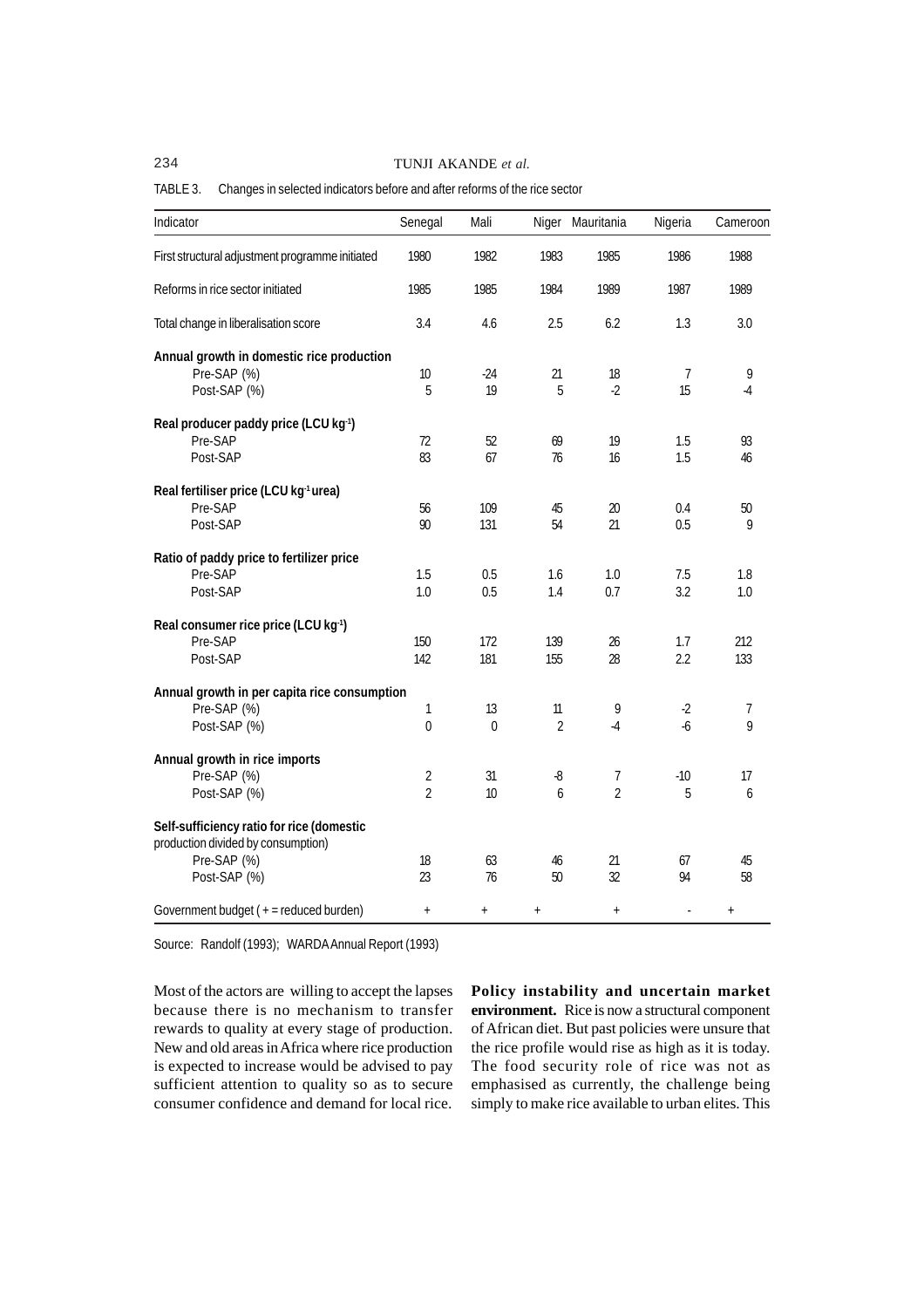TABLE 3. Changes in selected indicators before and after reforms of the rice sector

| Indicator | Senegal | Mali | Niger | Mauritania | Nigeria | Cameroon |
|---|---|---|---|---|---|---|
| First structural adjustment programme initiated | 1980 | 1982 | 1983 | 1985 | 1986 | 1988 |
| Reforms in rice sector initiated | 1985 | 1985 | 1984 | 1989 | 1987 | 1989 |
| Total change in liberalisation score | 3.4 | 4.6 | 2.5 | 6.2 | 1.3 | 3.0 |
| **Annual growth in domestic rice production** | | | | | | |
| Pre-SAP (%) | 10 | -24 | 21 | 18 | 7 | 9 |
| Post-SAP (%) | 5 | 19 | 5 | -2 | 15 | -4 |
| **Real producer paddy price (LCU kg$^{-1}$)** | | | | | | |
| Pre-SAP | 72 | 52 | 69 | 19 | 1.5 | 93 |
| Post-SAP | 83 | 67 | 76 | 16 | 1.5 | 46 |
| **Real fertiliser price (LCU kg$^{-1}$ urea)** | | | | | | |
| Pre-SAP | 56 | 109 | 45 | 20 | 0.4 | 50 |
| Post-SAP | 90 | 131 | 54 | 21 | 0.5 | 9 |
| **Ratio of paddy price to fertilizer price** | | | | | | |
| Pre-SAP | 1.5 | 0.5 | 1.6 | 1.0 | 7.5 | 1.8 |
| Post-SAP | 1.0 | 0.5 | 1.4 | 0.7 | 3.2 | 1.0 |
| **Real consumer rice price (LCU kg$^{-1}$)** | | | | | | |
| Pre-SAP | 150 | 172 | 139 | 26 | 1.7 | 212 |
| Post-SAP | 142 | 181 | 155 | 28 | 2.2 | 133 |
| **Annual growth in per capita rice consumption** | | | | | | |
| Pre-SAP (%) | 1 | 13 | 11 | 9 | -2 | 7 |
| Post-SAP (%) | 0 | 0 | 2 | -4 | -6 | 9 |
| **Annual growth in rice imports** | | | | | | |
| Pre-SAP (%) | 2 | 31 | -8 | 7 | -10 | 17 |
| Post-SAP (%) | 2 | 10 | 6 | 2 | 5 | 6 |
| **Self-sufficiency ratio for rice (domestic** production divided by consumption) | | | | | | |
| Pre-SAP (%) | 18 | 63 | 46 | 21 | 67 | 45 |
| Post-SAP (%) | 23 | 76 | 50 | 32 | 94 | 58 |
| Government budget ( + = reduced burden) | + | + | + | + | - | + |

Source: Randolf (1993); WARDA Annual Report (1993)

Most of the actors are willing to accept the lapses because there is no mechanism to transfer rewards to quality at every stage of production. New and old areas in Africa where rice production is expected to increase would be advised to pay sufficient attention to quality so as to secure consumer confidence and demand for local rice.

**Policy instability and uncertain market environment.** Rice is now a structural component of African diet. But past policies were unsure that the rice profile would rise as high as it is today. The food security role of rice was not as emphasised as currently, the challenge being simply to make rice available to urban elites. This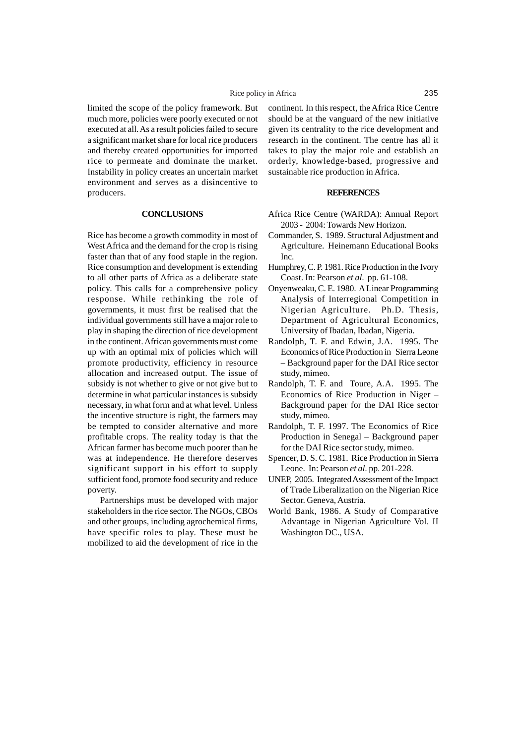limited the scope of the policy framework. But much more, policies were poorly executed or not executed at all. As a result policies failed to secure a significant market share for local rice producers and thereby created opportunities for imported rice to permeate and dominate the market. Instability in policy creates an uncertain market environment and serves as a disincentive to producers.

## CONCLUSIONS

Rice has become a growth commodity in most of West Africa and the demand for the crop is rising faster than that of any food staple in the region. Rice consumption and development is extending to all other parts of Africa as a deliberate state policy. This calls for a comprehensive policy response. While rethinking the role of governments, it must first be realised that the individual governments still have a major role to play in shaping the direction of rice development in the continent. African governments must come up with an optimal mix of policies which will promote productivity, efficiency in resource allocation and increased output. The issue of subsidy is not whether to give or not give but to determine in what particular instances is subsidy necessary, in what form and at what level. Unless the incentive structure is right, the farmers may be tempted to consider alternative and more profitable crops. The reality today is that the African farmer has become much poorer than he was at independence. He therefore deserves significant support in his effort to supply sufficient food, promote food security and reduce poverty.

Partnerships must be developed with major stakeholders in the rice sector. The NGOs, CBOs and other groups, including agrochemical firms, have specific roles to play. These must be mobilized to aid the development of rice in the continent. In this respect, the Africa Rice Centre should be at the vanguard of the new initiative given its centrality to the rice development and research in the continent. The centre has all it takes to play the major role and establish an orderly, knowledge-based, progressive and sustainable rice production in Africa.

## REFERENCES

Africa Rice Centre (WARDA): Annual Report 2003 - 2004: Towards New Horizon.

Commander, S. 1989. Structural Adjustment and Agriculture. Heinemann Educational Books Inc.

Humphrey, C. P. 1981. Rice Production in the Ivory Coast. In: Pearson *et al*. pp. 61-108.

Onyenweaku, C. E. 1980. A Linear Programming Analysis of Interregional Competition in Nigerian Agriculture. Ph.D. Thesis, Department of Agricultural Economics, University of Ibadan, Ibadan, Nigeria.

Randolph, T. F. and Edwin, J.A. 1995. The Economics of Rice Production in Sierra Leone – Background paper for the DAI Rice sector study, mimeo.

Randolph, T. F. and Toure, A.A. 1995. The Economics of Rice Production in Niger – Background paper for the DAI Rice sector study, mimeo.

Randolph, T. F. 1997. The Economics of Rice Production in Senegal – Background paper for the DAI Rice sector study, mimeo.

Spencer, D. S. C. 1981. Rice Production in Sierra Leone. In: Pearson *et al*. pp. 201-228.

UNEP, 2005. Integrated Assessment of the Impact of Trade Liberalization on the Nigerian Rice Sector. Geneva, Austria.

World Bank, 1986. A Study of Comparative Advantage in Nigerian Agriculture Vol. II Washington DC., USA.